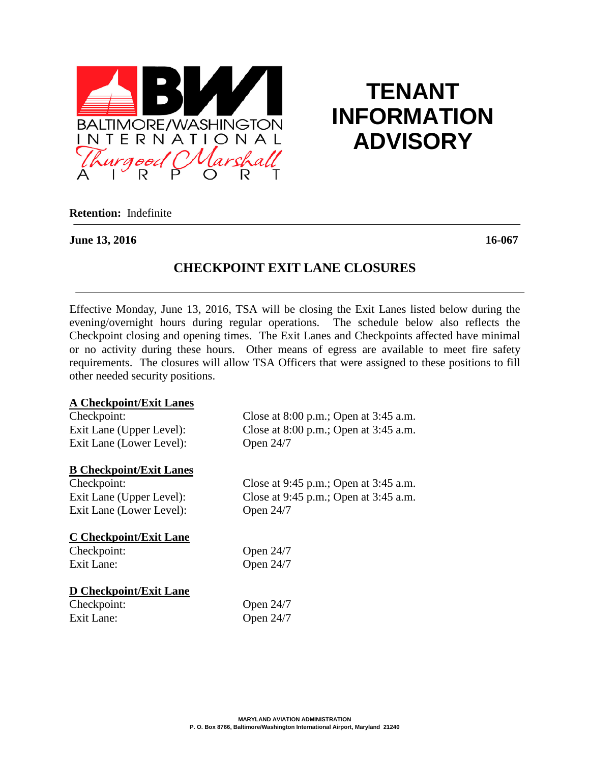# TENANT INFORMATION ADVISORY

**Retention:** Indefinite

**June 13, 2016** **16-067**

## CHECKPOINT EXIT LANE CLOSURES

Effective Monday, June 13, 2016, TSA will be closing the Exit Lanes listed below during the evening/overnight hours during regular operations. The schedule below also reflects the Checkpoint closing and opening times. The Exit Lanes and Checkpoints affected have minimal or no activity during these hours. Other means of egress are available to meet fire safety requirements. The closures will allow TSA Officers that were assigned to these positions to fill other needed security positions.

**A Checkpoint/Exit Lanes**

| | |
|---|---|
| Checkpoint: | Close at 8:00 p.m.; Open at 3:45 a.m. |
| Exit Lane (Upper Level): | Close at 8:00 p.m.; Open at 3:45 a.m. |
| Exit Lane (Lower Level): | Open 24/7 |

**B Checkpoint/Exit Lanes**

| | |
|---|---|
| Checkpoint: | Close at 9:45 p.m.; Open at 3:45 a.m. |
| Exit Lane (Upper Level): | Close at 9:45 p.m.; Open at 3:45 a.m. |
| Exit Lane (Lower Level): | Open 24/7 |

**C Checkpoint/Exit Lane**

| | |
|---|---|
| Checkpoint: | Open 24/7 |
| Exit Lane: | Open 24/7 |

**D Checkpoint/Exit Lane**

| | |
|---|---|
| Checkpoint: | Open 24/7 |
| Exit Lane: | Open 24/7 |

MARYLAND AVIATION ADMINISTRATION
P. O. Box 8766, Baltimore/Washington International Airport, Maryland 21240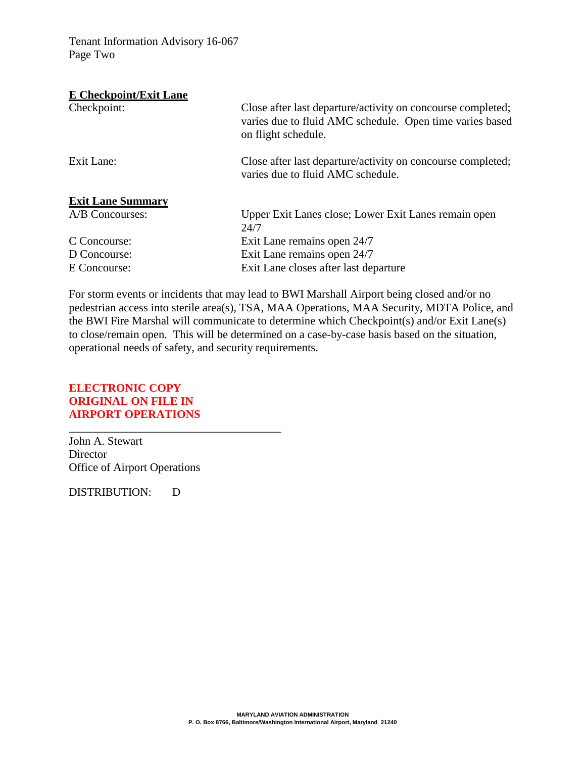**E Checkpoint/Exit Lane**

| | |
|---|---|
| Checkpoint: | Close after last departure/activity on concourse completed; varies due to fluid AMC schedule. Open time varies based on flight schedule. |
| Exit Lane: | Close after last departure/activity on concourse completed; varies due to fluid AMC schedule. |

**Exit Lane Summary**

| | |
|---|---|
| A/B Concourses: | Upper Exit Lanes close; Lower Exit Lanes remain open 24/7 |
| C Concourse: | Exit Lane remains open 24/7 |
| D Concourse: | Exit Lane remains open 24/7 |
| E Concourse: | Exit Lane closes after last departure |

For storm events or incidents that may lead to BWI Marshall Airport being closed and/or no pedestrian access into sterile area(s), TSA, MAA Operations, MAA Security, MDTA Police, and the BWI Fire Marshal will communicate to determine which Checkpoint(s) and/or Exit Lane(s) to close/remain open. This will be determined on a case-by-case basis based on the situation, operational needs of safety, and security requirements.

**ELECTRONIC COPY**
**ORIGINAL ON FILE IN**
**AIRPORT OPERATIONS**

_____________________________________

John A. Stewart
Director
Office of Airport Operations

DISTRIBUTION: D

MARYLAND AVIATION ADMINISTRATION
P. O. Box 8766, Baltimore/Washington International Airport, Maryland 21240